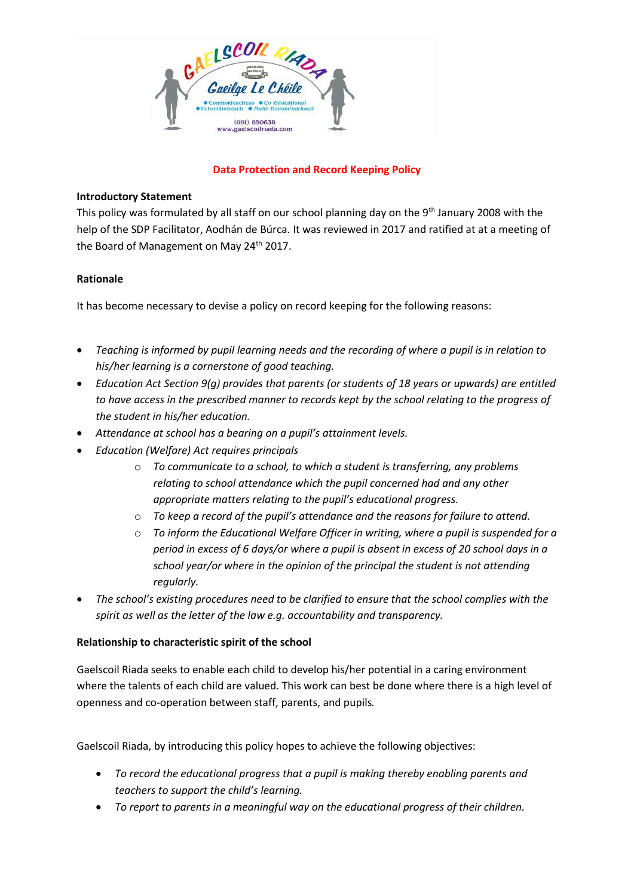# Data Protection and Record Keeping Policy

**Introductory Statement**

This policy was formulated by all staff on our school planning day on the 9th January 2008 with the help of the SDP Facilitator, Aodhán de Búrca. It was reviewed in 2017 and ratified at at a meeting of the Board of Management on May 24th 2017.

**Rationale**

It has become necessary to devise a policy on record keeping for the following reasons:

- *Teaching is informed by pupil learning needs and the recording of where a pupil is in relation to his/her learning is a cornerstone of good teaching.*
- *Education Act Section 9(g) provides that parents (or students of 18 years or upwards) are entitled to have access in the prescribed manner to records kept by the school relating to the progress of the student in his/her education.*
- *Attendance at school has a bearing on a pupil's attainment levels.*
- *Education (Welfare) Act requires principals*
    - *To communicate to a school, to which a student is transferring, any problems relating to school attendance which the pupil concerned had and any other appropriate matters relating to the pupil's educational progress.*
    - *To keep a record of the pupil's attendance and the reasons for failure to attend.*
    - *To inform the Educational Welfare Officer in writing, where a pupil is suspended for a period in excess of 6 days/or where a pupil is absent in excess of 20 school days in a school year/or where in the opinion of the principal the student is not attending regularly.*
- *The school's existing procedures need to be clarified to ensure that the school complies with the spirit as well as the letter of the law e.g. accountability and transparency.*

**Relationship to characteristic spirit of the school**

Gaelscoil Riada seeks to enable each child to develop his/her potential in a caring environment where the talents of each child are valued. This work can best be done where there is a high level of openness and co-operation between staff, parents, and pupils.

Gaelscoil Riada, by introducing this policy hopes to achieve the following objectives:

- *To record the educational progress that a pupil is making thereby enabling parents and teachers to support the child's learning.*
- *To report to parents in a meaningful way on the educational progress of their children.*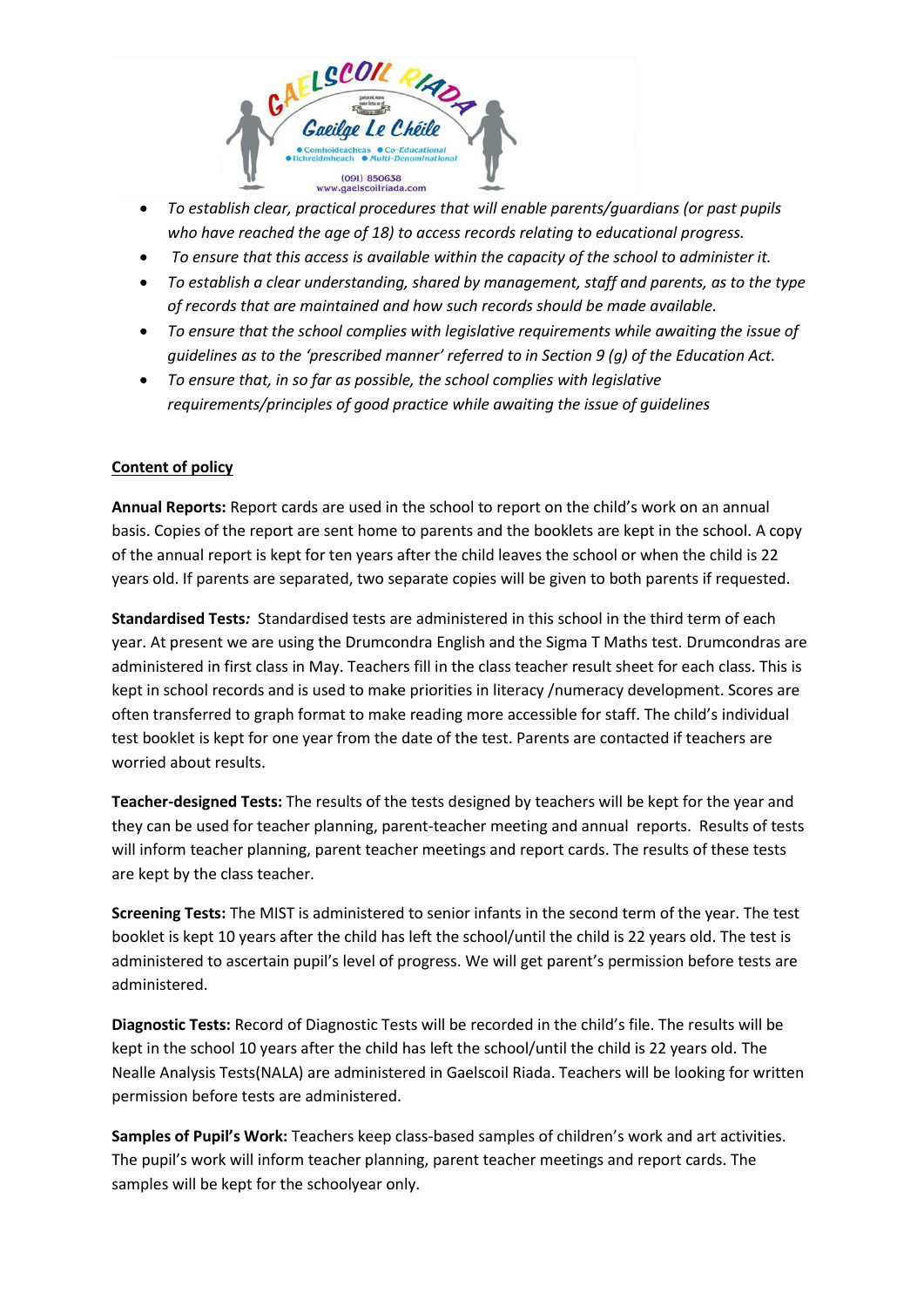- *To establish clear, practical procedures that will enable parents/guardians (or past pupils who have reached the age of 18) to access records relating to educational progress.*
- *To ensure that this access is available within the capacity of the school to administer it.*
- *To establish a clear understanding, shared by management, staff and parents, as to the type of records that are maintained and how such records should be made available.*
- *To ensure that the school complies with legislative requirements while awaiting the issue of guidelines as to the 'prescribed manner' referred to in Section 9 (g) of the Education Act.*
- *To ensure that, in so far as possible, the school complies with legislative requirements/principles of good practice while awaiting the issue of guidelines*

## Content of policy

**Annual Reports:** Report cards are used in the school to report on the child's work on an annual basis. Copies of the report are sent home to parents and the booklets are kept in the school. A copy of the annual report is kept for ten years after the child leaves the school or when the child is 22 years old. If parents are separated, two separate copies will be given to both parents if requested.

**Standardised Tests***:* Standardised tests are administered in this school in the third term of each year. At present we are using the Drumcondra English and the Sigma T Maths test. Drumcondras are administered in first class in May. Teachers fill in the class teacher result sheet for each class. This is kept in school records and is used to make priorities in literacy /numeracy development. Scores are often transferred to graph format to make reading more accessible for staff. The child's individual test booklet is kept for one year from the date of the test. Parents are contacted if teachers are worried about results.

**Teacher-designed Tests:** The results of the tests designed by teachers will be kept for the year and they can be used for teacher planning, parent-teacher meeting and annual reports. Results of tests will inform teacher planning, parent teacher meetings and report cards. The results of these tests are kept by the class teacher.

**Screening Tests:** The MIST is administered to senior infants in the second term of the year. The test booklet is kept 10 years after the child has left the school/until the child is 22 years old. The test is administered to ascertain pupil's level of progress. We will get parent's permission before tests are administered.

**Diagnostic Tests:** Record of Diagnostic Tests will be recorded in the child's file. The results will be kept in the school 10 years after the child has left the school/until the child is 22 years old. The Nealle Analysis Tests(NALA) are administered in Gaelscoil Riada. Teachers will be looking for written permission before tests are administered.

**Samples of Pupil's Work:** Teachers keep class-based samples of children's work and art activities. The pupil's work will inform teacher planning, parent teacher meetings and report cards. The samples will be kept for the schoolyear only.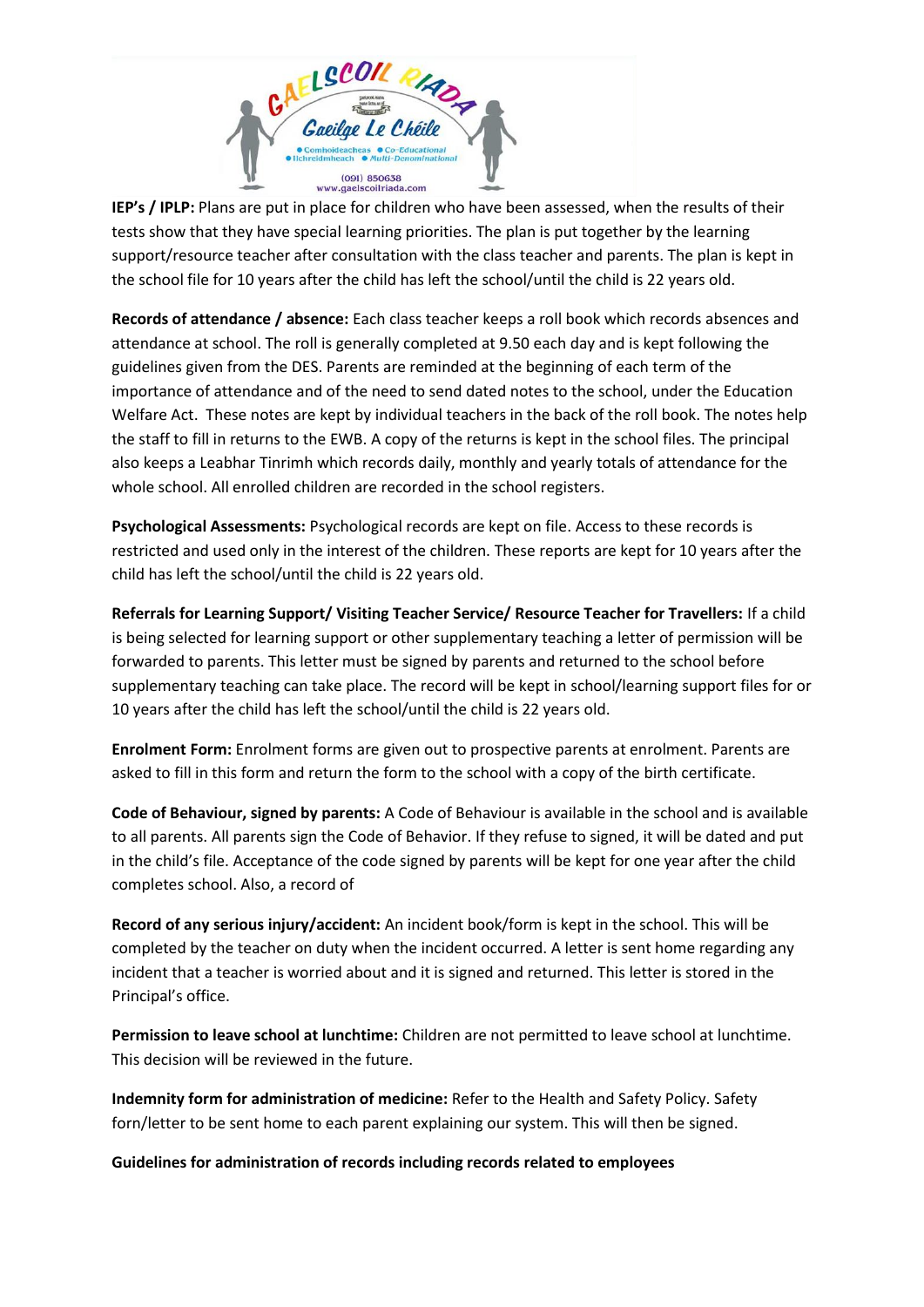**IEP's / IPLP:** Plans are put in place for children who have been assessed, when the results of their tests show that they have special learning priorities. The plan is put together by the learning support/resource teacher after consultation with the class teacher and parents. The plan is kept in the school file for 10 years after the child has left the school/until the child is 22 years old.

**Records of attendance / absence:** Each class teacher keeps a roll book which records absences and attendance at school. The roll is generally completed at 9.50 each day and is kept following the guidelines given from the DES. Parents are reminded at the beginning of each term of the importance of attendance and of the need to send dated notes to the school, under the Education Welfare Act. These notes are kept by individual teachers in the back of the roll book. The notes help the staff to fill in returns to the EWB. A copy of the returns is kept in the school files. The principal also keeps a Leabhar Tinrimh which records daily, monthly and yearly totals of attendance for the whole school. All enrolled children are recorded in the school registers.

**Psychological Assessments:** Psychological records are kept on file. Access to these records is restricted and used only in the interest of the children. These reports are kept for 10 years after the child has left the school/until the child is 22 years old.

**Referrals for Learning Support/ Visiting Teacher Service/ Resource Teacher for Travellers:** If a child is being selected for learning support or other supplementary teaching a letter of permission will be forwarded to parents. This letter must be signed by parents and returned to the school before supplementary teaching can take place. The record will be kept in school/learning support files for or 10 years after the child has left the school/until the child is 22 years old.

**Enrolment Form:** Enrolment forms are given out to prospective parents at enrolment. Parents are asked to fill in this form and return the form to the school with a copy of the birth certificate.

**Code of Behaviour, signed by parents:** A Code of Behaviour is available in the school and is available to all parents. All parents sign the Code of Behavior. If they refuse to signed, it will be dated and put in the child's file. Acceptance of the code signed by parents will be kept for one year after the child completes school. Also, a record of

**Record of any serious injury/accident:** An incident book/form is kept in the school. This will be completed by the teacher on duty when the incident occurred. A letter is sent home regarding any incident that a teacher is worried about and it is signed and returned. This letter is stored in the Principal's office.

**Permission to leave school at lunchtime:** Children are not permitted to leave school at lunchtime. This decision will be reviewed in the future.

**Indemnity form for administration of medicine:** Refer to the Health and Safety Policy. Safety forn/letter to be sent home to each parent explaining our system. This will then be signed.

**Guidelines for administration of records including records related to employees**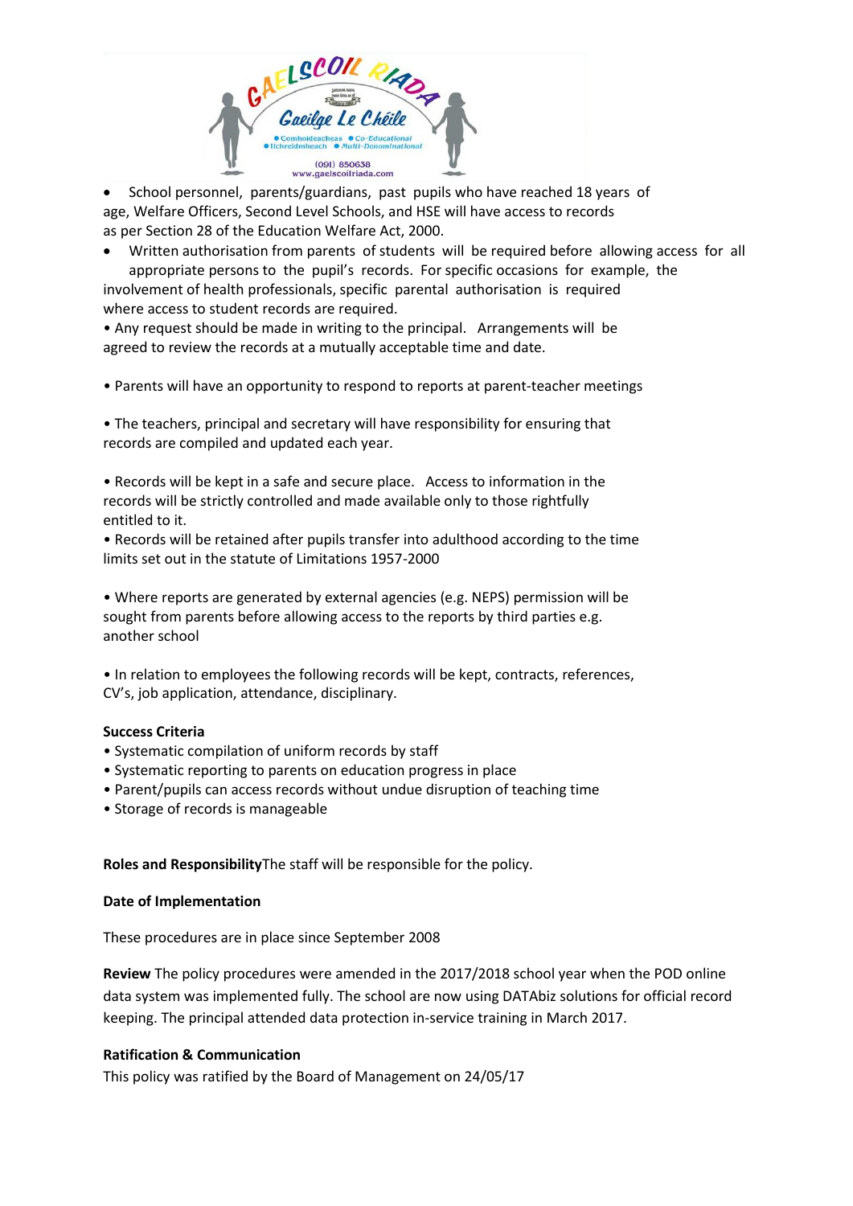- School personnel, parents/guardians, past pupils who have reached 18 years of age, Welfare Officers, Second Level Schools, and HSE will have access to records as per Section 28 of the Education Welfare Act, 2000.
- Written authorisation from parents of students will be required before allowing access for all appropriate persons to the pupil's records. For specific occasions for example, the involvement of health professionals, specific parental authorisation is required where access to student records are required.
- Any request should be made in writing to the principal. Arrangements will be agreed to review the records at a mutually acceptable time and date.
- Parents will have an opportunity to respond to reports at parent-teacher meetings
- The teachers, principal and secretary will have responsibility for ensuring that records are compiled and updated each year.
- Records will be kept in a safe and secure place. Access to information in the records will be strictly controlled and made available only to those rightfully entitled to it.
- Records will be retained after pupils transfer into adulthood according to the time limits set out in the statute of Limitations 1957-2000
- Where reports are generated by external agencies (e.g. NEPS) permission will be sought from parents before allowing access to the reports by third parties e.g. another school
- In relation to employees the following records will be kept, contracts, references, CV's, job application, attendance, disciplinary.

**Success Criteria**

- Systematic compilation of uniform records by staff
- Systematic reporting to parents on education progress in place
- Parent/pupils can access records without undue disruption of teaching time
- Storage of records is manageable

**Roles and Responsibility**The staff will be responsible for the policy.

**Date of Implementation**

These procedures are in place since September 2008

**Review** The policy procedures were amended in the 2017/2018 school year when the POD online data system was implemented fully. The school are now using DATAbiz solutions for official record keeping. The principal attended data protection in-service training in March 2017.

**Ratification & Communication**

This policy was ratified by the Board of Management on 24/05/17